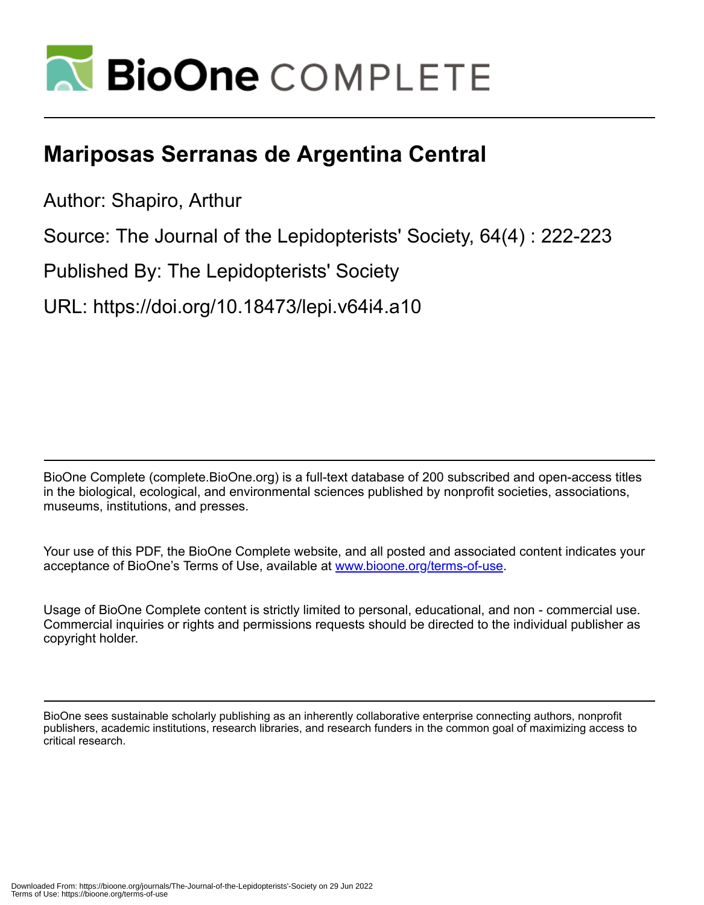# BioOne COMPLETE

## Mariposas Serranas de Argentina Central

Author: Shapiro, Arthur

Source: The Journal of the Lepidopterists' Society, 64(4) : 222-223

Published By: The Lepidopterists' Society

URL: https://doi.org/10.18473/lepi.v64i4.a10

BioOne Complete (complete.BioOne.org) is a full-text database of 200 subscribed and open-access titles in the biological, ecological, and environmental sciences published by nonprofit societies, associations, museums, institutions, and presses.

Your use of this PDF, the BioOne Complete website, and all posted and associated content indicates your acceptance of BioOne's Terms of Use, available at www.bioone.org/terms-of-use.

Usage of BioOne Complete content is strictly limited to personal, educational, and non - commercial use. Commercial inquiries or rights and permissions requests should be directed to the individual publisher as copyright holder.

BioOne sees sustainable scholarly publishing as an inherently collaborative enterprise connecting authors, nonprofit publishers, academic institutions, research libraries, and research funders in the common goal of maximizing access to critical research.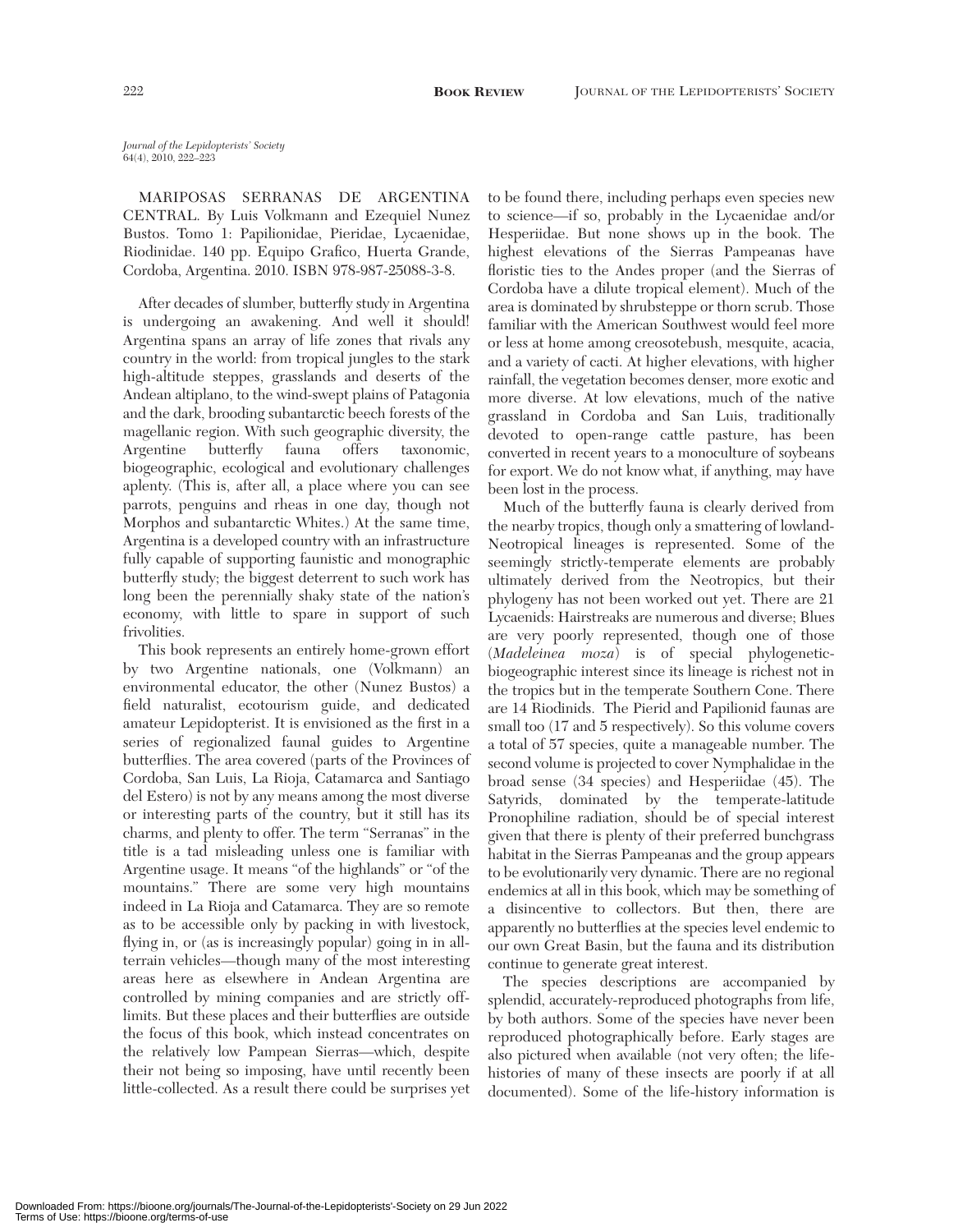*Journal of the Lepidopterists' Society*
64(4), 2010, 222–223

MARIPOSAS SERRANAS DE ARGENTINA CENTRAL. By Luis Volkmann and Ezequiel Nunez Bustos. Tomo 1: Papilionidae, Pieridae, Lycaenidae, Riodinidae. 140 pp. Equipo Grafico, Huerta Grande, Cordoba, Argentina. 2010. ISBN 978-987-25088-3-8.

After decades of slumber, butterfly study in Argentina is undergoing an awakening. And well it should! Argentina spans an array of life zones that rivals any country in the world: from tropical jungles to the stark high-altitude steppes, grasslands and deserts of the Andean altiplano, to the wind-swept plains of Patagonia and the dark, brooding subantarctic beech forests of the magellanic region. With such geographic diversity, the Argentine butterfly fauna offers taxonomic, biogeographic, ecological and evolutionary challenges aplenty. (This is, after all, a place where you can see parrots, penguins and rheas in one day, though not Morphos and subantarctic Whites.) At the same time, Argentina is a developed country with an infrastructure fully capable of supporting faunistic and monographic butterfly study; the biggest deterrent to such work has long been the perennially shaky state of the nation's economy, with little to spare in support of such frivolities.

This book represents an entirely home-grown effort by two Argentine nationals, one (Volkmann) an environmental educator, the other (Nunez Bustos) a field naturalist, ecotourism guide, and dedicated amateur Lepidopterist. It is envisioned as the first in a series of regionalized faunal guides to Argentine butterflies. The area covered (parts of the Provinces of Cordoba, San Luis, La Rioja, Catamarca and Santiago del Estero) is not by any means among the most diverse or interesting parts of the country, but it still has its charms, and plenty to offer. The term "Serranas" in the title is a tad misleading unless one is familiar with Argentine usage. It means "of the highlands" or "of the mountains." There are some very high mountains indeed in La Rioja and Catamarca. They are so remote as to be accessible only by packing in with livestock, flying in, or (as is increasingly popular) going in in all-terrain vehicles—though many of the most interesting areas here as elsewhere in Andean Argentina are controlled by mining companies and are strictly off-limits. But these places and their butterflies are outside the focus of this book, which instead concentrates on the relatively low Pampean Sierras—which, despite their not being so imposing, have until recently been little-collected. As a result there could be surprises yet to be found there, including perhaps even species new to science—if so, probably in the Lycaenidae and/or Hesperiidae. But none shows up in the book. The highest elevations of the Sierras Pampeanas have floristic ties to the Andes proper (and the Sierras of Cordoba have a dilute tropical element). Much of the area is dominated by shrubsteppe or thorn scrub. Those familiar with the American Southwest would feel more or less at home among creosotebush, mesquite, acacia, and a variety of cacti. At higher elevations, with higher rainfall, the vegetation becomes denser, more exotic and more diverse. At low elevations, much of the native grassland in Cordoba and San Luis, traditionally devoted to open-range cattle pasture, has been converted in recent years to a monoculture of soybeans for export. We do not know what, if anything, may have been lost in the process.

Much of the butterfly fauna is clearly derived from the nearby tropics, though only a smattering of lowland-Neotropical lineages is represented. Some of the seemingly strictly-temperate elements are probably ultimately derived from the Neotropics, but their phylogeny has not been worked out yet. There are 21 Lycaenids: Hairstreaks are numerous and diverse; Blues are very poorly represented, though one of those (*Madeleinea moza*) is of special phylogenetic-biogeographic interest since its lineage is richest not in the tropics but in the temperate Southern Cone. There are 14 Riodinids. The Pierid and Papilionid faunas are small too (17 and 5 respectively). So this volume covers a total of 57 species, quite a manageable number. The second volume is projected to cover Nymphalidae in the broad sense (34 species) and Hesperiidae (45). The Satyrids, dominated by the temperate-latitude Pronophiline radiation, should be of special interest given that there is plenty of their preferred bunchgrass habitat in the Sierras Pampeanas and the group appears to be evolutionarily very dynamic. There are no regional endemics at all in this book, which may be something of a disincentive to collectors. But then, there are apparently no butterflies at the species level endemic to our own Great Basin, but the fauna and its distribution continue to generate great interest.

The species descriptions are accompanied by splendid, accurately-reproduced photographs from life, by both authors. Some of the species have never been reproduced photographically before. Early stages are also pictured when available (not very often; the life-histories of many of these insects are poorly if at all documented). Some of the life-history information is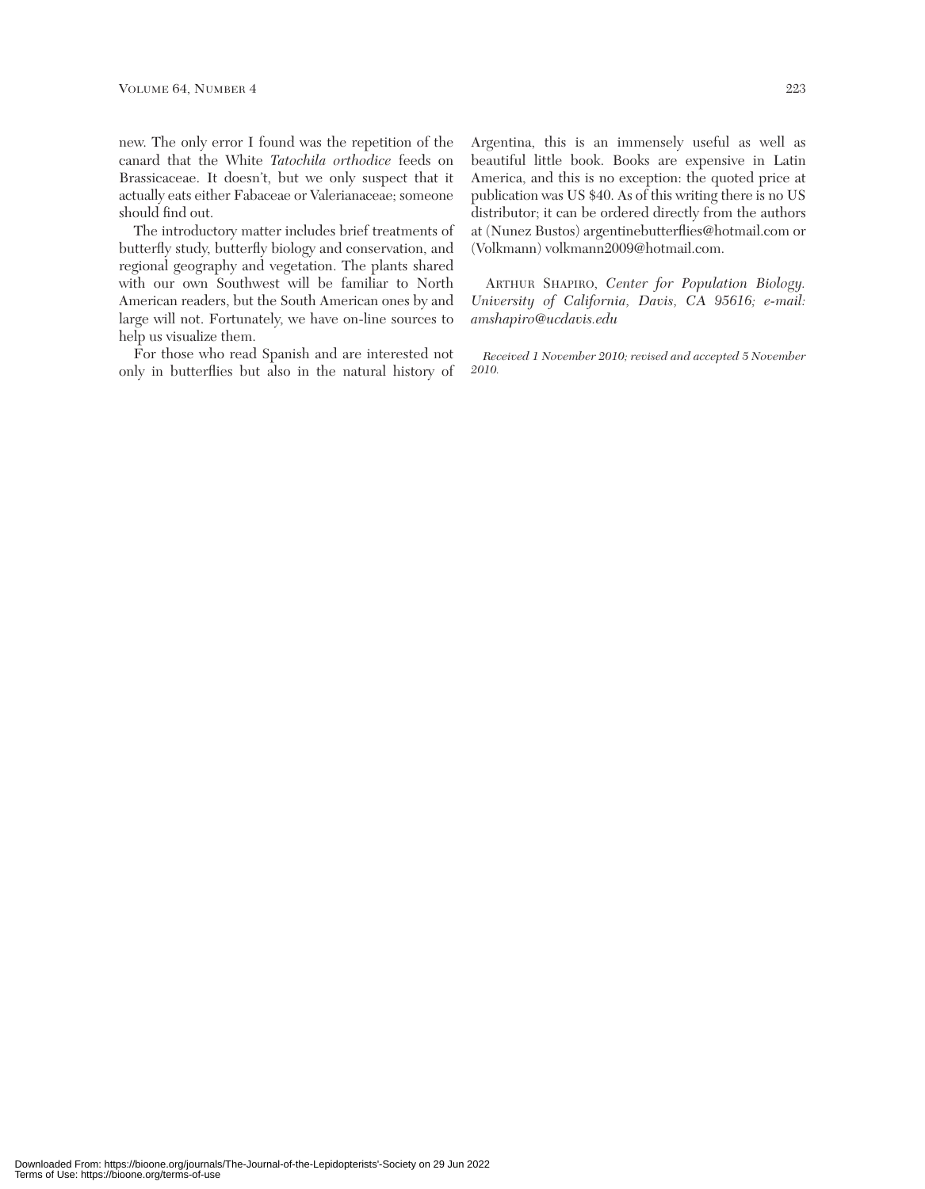new. The only error I found was the repetition of the canard that the White *Tatochila orthodice* feeds on Brassicaceae. It doesn't, but we only suspect that it actually eats either Fabaceae or Valerianaceae; someone should find out.

The introductory matter includes brief treatments of butterfly study, butterfly biology and conservation, and regional geography and vegetation. The plants shared with our own Southwest will be familiar to North American readers, but the South American ones by and large will not. Fortunately, we have on-line sources to help us visualize them.

For those who read Spanish and are interested not only in butterflies but also in the natural history of Argentina, this is an immensely useful as well as beautiful little book. Books are expensive in Latin America, and this is no exception: the quoted price at publication was US $40. As of this writing there is no US distributor; it can be ordered directly from the authors at (Nunez Bustos) argentinebutterflies@hotmail.com or (Volkmann) volkmann2009@hotmail.com.

ARTHUR SHAPIRO, *Center for Population Biology. University of California, Davis, CA 95616; e-mail: amshapiro@ucdavis.edu*

*Received 1 November 2010; revised and accepted 5 November 2010.*